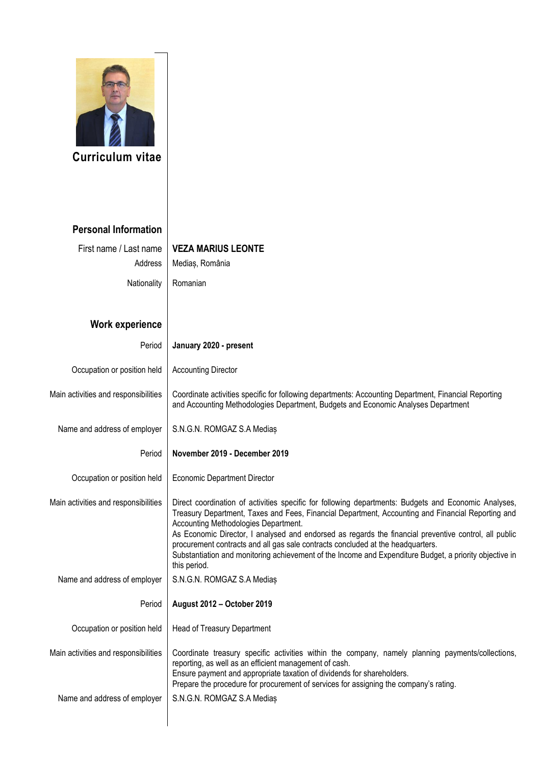# Curriculum vitae

## Personal Information

| | |
|---|---|
| First name / Last name | **VEZA MARIUS LEONTE** |
| Address | Mediaș, România |
| Nationality | Romanian |

## Work experience

| | |
|---|---|
| Period | **January 2020 - present** |
| Occupation or position held | Accounting Director |
| Main activities and responsibilities | Coordinate activities specific for following departments: Accounting Department, Financial Reporting and Accounting Methodologies Department, Budgets and Economic Analyses Department |
| Name and address of employer | S.N.G.N. ROMGAZ S.A Mediaș |
| Period | **November 2019 - December 2019** |
| Occupation or position held | Economic Department Director |
| Main activities and responsibilities | Direct coordination of activities specific for following departments: Budgets and Economic Analyses, Treasury Department, Taxes and Fees, Financial Department, Accounting and Financial Reporting and Accounting Methodologies Department.<br>As Economic Director, I analysed and endorsed as regards the financial preventive control, all public procurement contracts and all gas sale contracts concluded at the headquarters.<br>Substantiation and monitoring achievement of the Income and Expenditure Budget, a priority objective in this period. |
| Name and address of employer | S.N.G.N. ROMGAZ S.A Mediaș |
| Period | **August 2012 – October 2019** |
| Occupation or position held | Head of Treasury Department |
| Main activities and responsibilities | Coordinate treasury specific activities within the company, namely planning payments/collections, reporting, as well as an efficient management of cash.<br>Ensure payment and appropriate taxation of dividends for shareholders.<br>Prepare the procedure for procurement of services for assigning the company's rating. |
| Name and address of employer | S.N.G.N. ROMGAZ S.A Mediaș |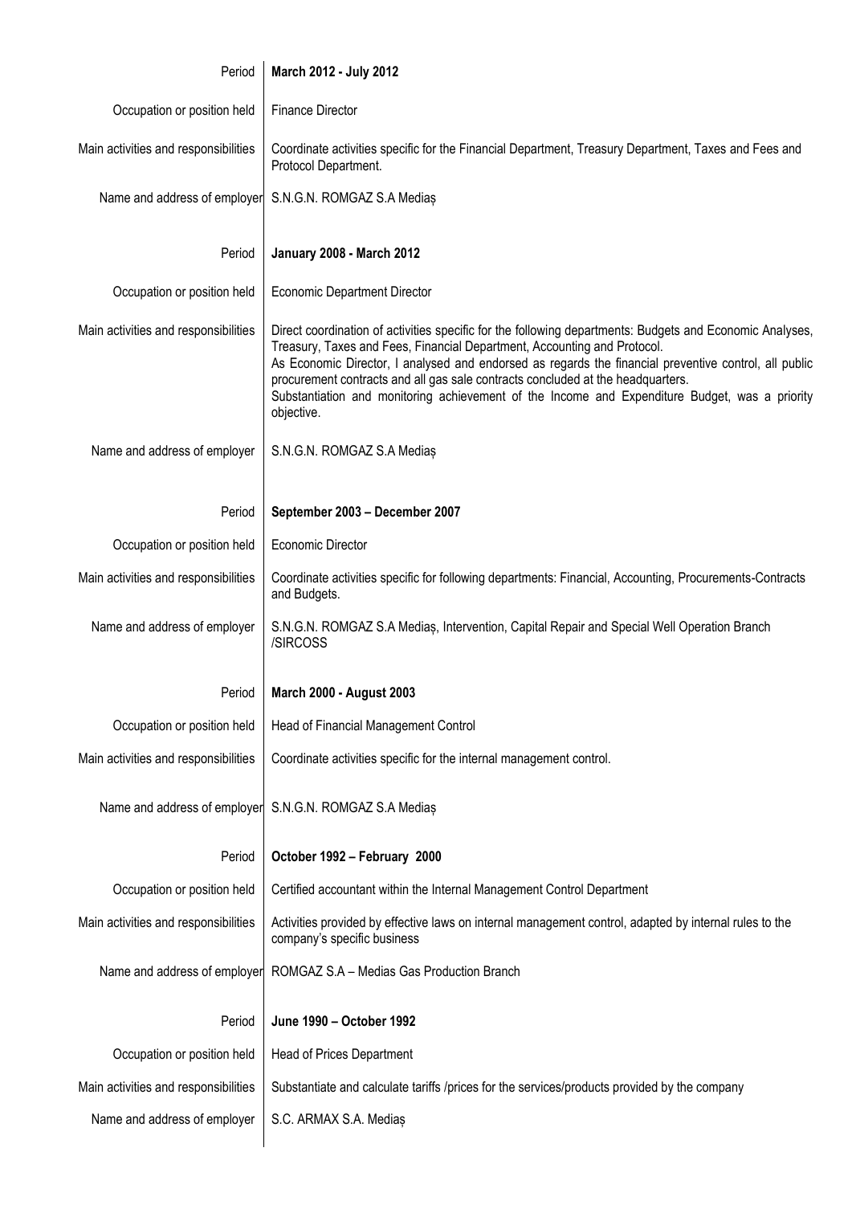| | |
|---|---|
| Period | **March 2012 - July 2012** |
| Occupation or position held | Finance Director |
| Main activities and responsibilities | Coordinate activities specific for the Financial Department, Treasury Department, Taxes and Fees and Protocol Department. |
| Name and address of employer | S.N.G.N. ROMGAZ S.A Mediaș |
| | |
| Period | **January 2008 - March 2012** |
| Occupation or position held | Economic Department Director |
| Main activities and responsibilities | Direct coordination of activities specific for the following departments: Budgets and Economic Analyses, Treasury, Taxes and Fees, Financial Department, Accounting and Protocol.<br>As Economic Director, I analysed and endorsed as regards the financial preventive control, all public procurement contracts and all gas sale contracts concluded at the headquarters.<br>Substantiation and monitoring achievement of the Income and Expenditure Budget, was a priority objective. |
| Name and address of employer | S.N.G.N. ROMGAZ S.A Mediaș |
| | |
| Period | **September 2003 – December 2007** |
| Occupation or position held | Economic Director |
| Main activities and responsibilities | Coordinate activities specific for following departments: Financial, Accounting, Procurements-Contracts and Budgets. |
| Name and address of employer | S.N.G.N. ROMGAZ S.A Mediaș, Intervention, Capital Repair and Special Well Operation Branch /SIRCOSS |
| | |
| Period | **March 2000 - August 2003** |
| Occupation or position held | Head of Financial Management Control |
| Main activities and responsibilities | Coordinate activities specific for the internal management control. |
| Name and address of employer | S.N.G.N. ROMGAZ S.A Mediaș |
| | |
| Period | **October 1992 – February 2000** |
| Occupation or position held | Certified accountant within the Internal Management Control Department |
| Main activities and responsibilities | Activities provided by effective laws on internal management control, adapted by internal rules to the company's specific business |
| Name and address of employer | ROMGAZ S.A – Medias Gas Production Branch |
| | |
| Period | **June 1990 – October 1992** |
| Occupation or position held | Head of Prices Department |
| Main activities and responsibilities | Substantiate and calculate tariffs /prices for the services/products provided by the company |
| Name and address of employer | S.C. ARMAX S.A. Mediaș |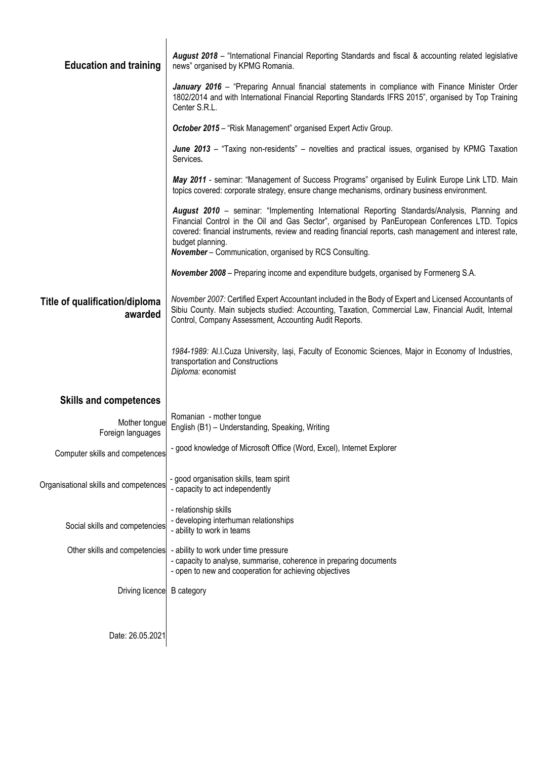## Education and training

***August 2018*** – "International Financial Reporting Standards and fiscal & accounting related legislative news" organised by KPMG Romania.

***January 2016*** – "Preparing Annual financial statements in compliance with Finance Minister Order 1802/2014 and with International Financial Reporting Standards IFRS 2015", organised by Top Training Center S.R.L.

***October 2015*** – "Risk Management" organised Expert Activ Group.

***June 2013*** – "Taxing non-residents" – novelties and practical issues, organised by KPMG Taxation Services***.***

***May 2011*** - seminar: "Management of Success Programs" organised by Eulink Europe Link LTD. Main topics covered: corporate strategy, ensure change mechanisms, ordinary business environment.

***August 2010*** – seminar: "Implementing International Reporting Standards/Analysis, Planning and Financial Control in the Oil and Gas Sector", organised by PanEuropean Conferences LTD. Topics covered: financial instruments, review and reading financial reports, cash management and interest rate, budget planning.
***November*** – Communication, organised by RCS Consulting.

***November 2008*** – Preparing income and expenditure budgets, organised by Formenerg S.A.

## Title of qualification/diploma awarded

*November 2007:* Certified Expert Accountant included in the Body of Expert and Licensed Accountants of Sibiu County. Main subjects studied: Accounting, Taxation, Commercial Law, Financial Audit, Internal Control, Company Assessment, Accounting Audit Reports.

*1984-1989:* Al.I.Cuza University, Iași, Faculty of Economic Sciences, Major in Economy of Industries, transportation and Constructions
*Diploma:* economist

## Skills and competences

**Mother tongue:** Romanian - mother tongue

**Foreign languages:** English (B1) – Understanding, Speaking, Writing

**Computer skills and competences:**
- good knowledge of Microsoft Office (Word, Excel), Internet Explorer

**Organisational skills and competences:**
- good organisation skills, team spirit
- capacity to act independently

**Social skills and competencies:**
- relationship skills
- developing interhuman relationships
- ability to work in teams

**Other skills and competencies:**
- ability to work under time pressure
- capacity to analyse, summarise, coherence in preparing documents
- open to new and cooperation for achieving objectives

**Driving licence:** B category

Date: 26.05.2021